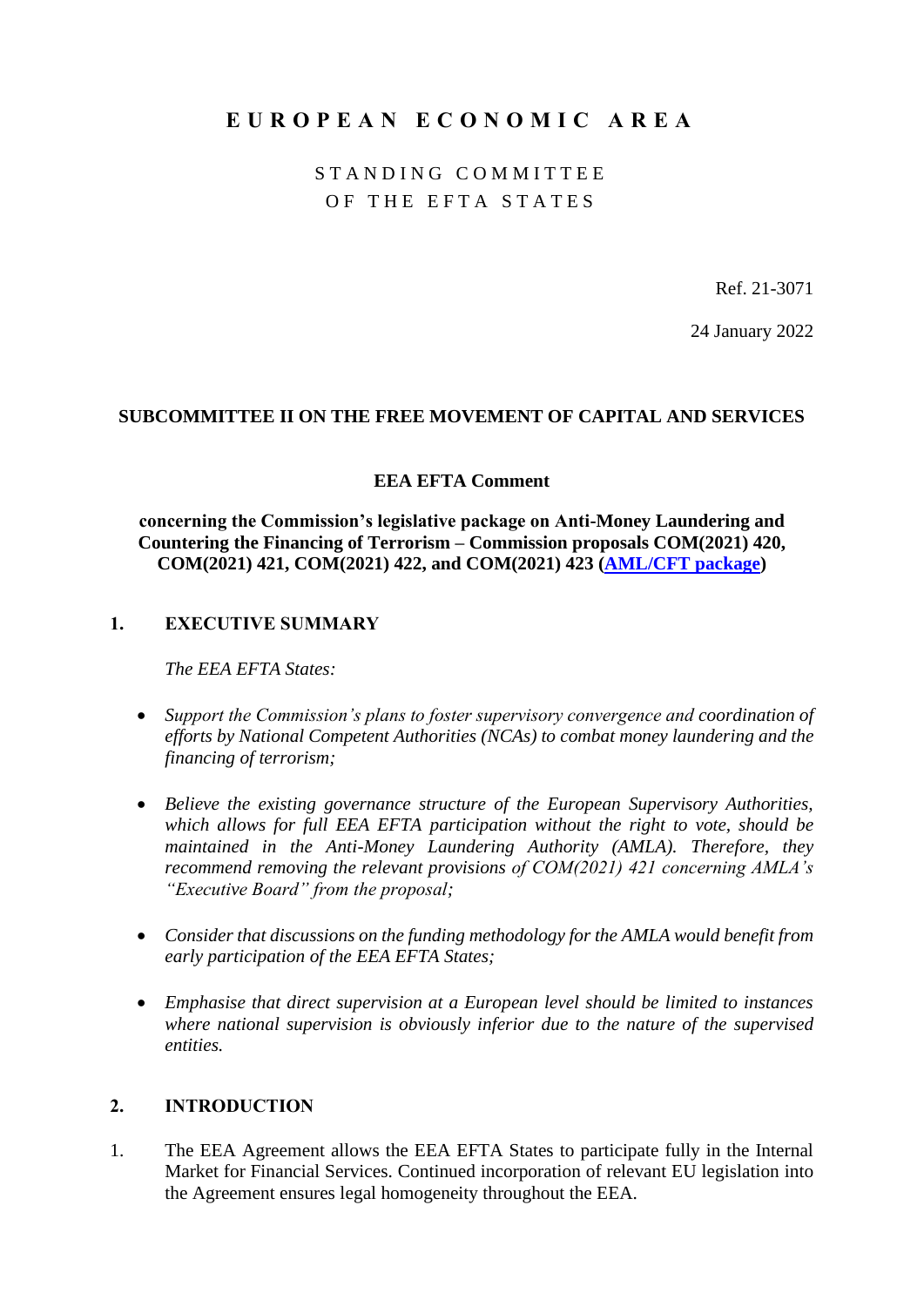# EUROPEAN ECONOMIC AREA

STANDING COMMITTEE
OF THE EFTA STATES

Ref. 21-3071

24 January 2022

**SUBCOMMITTEE II ON THE FREE MOVEMENT OF CAPITAL AND SERVICES**

**EEA EFTA Comment**

**concerning the Commission's legislative package on Anti-Money Laundering and Countering the Financing of Terrorism – Commission proposals COM(2021) 420, COM(2021) 421, COM(2021) 422, and COM(2021) 423 (AML/CFT package)**

## 1. EXECUTIVE SUMMARY

*The EEA EFTA States:*

- *Support the Commission's plans to foster supervisory convergence and coordination of efforts by National Competent Authorities (NCAs) to combat money laundering and the financing of terrorism;*
- *Believe the existing governance structure of the European Supervisory Authorities, which allows for full EEA EFTA participation without the right to vote, should be maintained in the Anti-Money Laundering Authority (AMLA). Therefore, they recommend removing the relevant provisions of COM(2021) 421 concerning AMLA's "Executive Board" from the proposal;*
- *Consider that discussions on the funding methodology for the AMLA would benefit from early participation of the EEA EFTA States;*
- *Emphasise that direct supervision at a European level should be limited to instances where national supervision is obviously inferior due to the nature of the supervised entities.*

## 2. INTRODUCTION

1. The EEA Agreement allows the EEA EFTA States to participate fully in the Internal Market for Financial Services. Continued incorporation of relevant EU legislation into the Agreement ensures legal homogeneity throughout the EEA.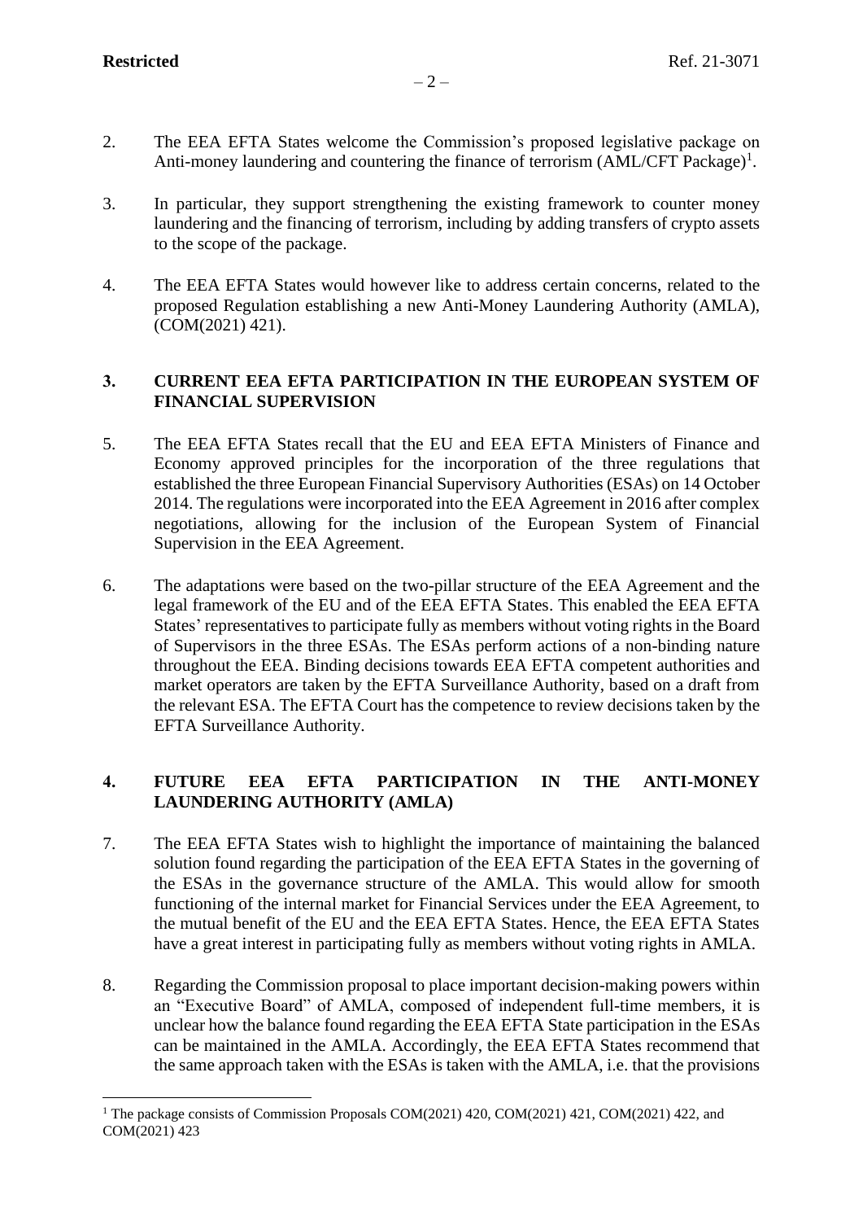2. The EEA EFTA States welcome the Commission's proposed legislative package on Anti-money laundering and countering the finance of terrorism (AML/CFT Package)[1].

3. In particular, they support strengthening the existing framework to counter money laundering and the financing of terrorism, including by adding transfers of crypto assets to the scope of the package.

4. The EEA EFTA States would however like to address certain concerns, related to the proposed Regulation establishing a new Anti-Money Laundering Authority (AMLA), (COM(2021) 421).

## 3. CURRENT EEA EFTA PARTICIPATION IN THE EUROPEAN SYSTEM OF FINANCIAL SUPERVISION

5. The EEA EFTA States recall that the EU and EEA EFTA Ministers of Finance and Economy approved principles for the incorporation of the three regulations that established the three European Financial Supervisory Authorities (ESAs) on 14 October 2014. The regulations were incorporated into the EEA Agreement in 2016 after complex negotiations, allowing for the inclusion of the European System of Financial Supervision in the EEA Agreement.

6. The adaptations were based on the two-pillar structure of the EEA Agreement and the legal framework of the EU and of the EEA EFTA States. This enabled the EEA EFTA States' representatives to participate fully as members without voting rights in the Board of Supervisors in the three ESAs. The ESAs perform actions of a non-binding nature throughout the EEA. Binding decisions towards EEA EFTA competent authorities and market operators are taken by the EFTA Surveillance Authority, based on a draft from the relevant ESA. The EFTA Court has the competence to review decisions taken by the EFTA Surveillance Authority.

## 4. FUTURE EEA EFTA PARTICIPATION IN THE ANTI-MONEY LAUNDERING AUTHORITY (AMLA)

7. The EEA EFTA States wish to highlight the importance of maintaining the balanced solution found regarding the participation of the EEA EFTA States in the governing of the ESAs in the governance structure of the AMLA. This would allow for smooth functioning of the internal market for Financial Services under the EEA Agreement, to the mutual benefit of the EU and the EEA EFTA States. Hence, the EEA EFTA States have a great interest in participating fully as members without voting rights in AMLA.

8. Regarding the Commission proposal to place important decision-making powers within an "Executive Board" of AMLA, composed of independent full-time members, it is unclear how the balance found regarding the EEA EFTA State participation in the ESAs can be maintained in the AMLA. Accordingly, the EEA EFTA States recommend that the same approach taken with the ESAs is taken with the AMLA, i.e. that the provisions

[1] The package consists of Commission Proposals COM(2021) 420, COM(2021) 421, COM(2021) 422, and COM(2021) 423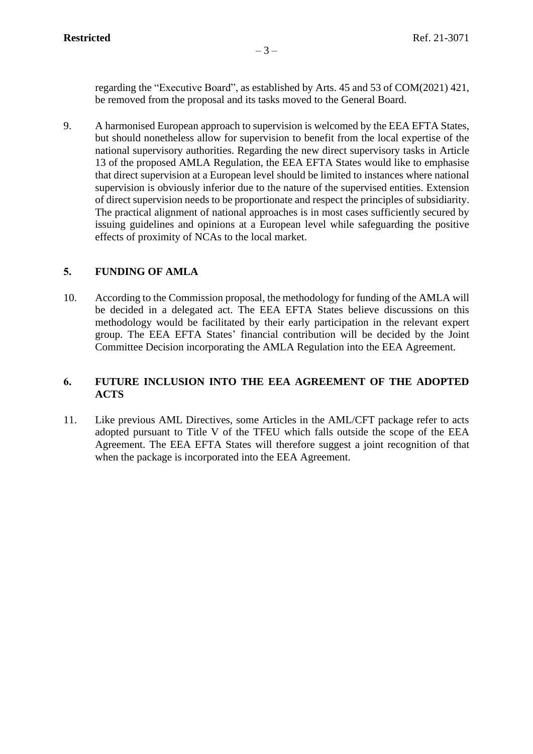regarding the "Executive Board", as established by Arts. 45 and 53 of COM(2021) 421, be removed from the proposal and its tasks moved to the General Board.

9. A harmonised European approach to supervision is welcomed by the EEA EFTA States, but should nonetheless allow for supervision to benefit from the local expertise of the national supervisory authorities. Regarding the new direct supervisory tasks in Article 13 of the proposed AMLA Regulation, the EEA EFTA States would like to emphasise that direct supervision at a European level should be limited to instances where national supervision is obviously inferior due to the nature of the supervised entities. Extension of direct supervision needs to be proportionate and respect the principles of subsidiarity. The practical alignment of national approaches is in most cases sufficiently secured by issuing guidelines and opinions at a European level while safeguarding the positive effects of proximity of NCAs to the local market.

## 5. FUNDING OF AMLA

10. According to the Commission proposal, the methodology for funding of the AMLA will be decided in a delegated act. The EEA EFTA States believe discussions on this methodology would be facilitated by their early participation in the relevant expert group. The EEA EFTA States' financial contribution will be decided by the Joint Committee Decision incorporating the AMLA Regulation into the EEA Agreement.

## 6. FUTURE INCLUSION INTO THE EEA AGREEMENT OF THE ADOPTED ACTS

11. Like previous AML Directives, some Articles in the AML/CFT package refer to acts adopted pursuant to Title V of the TFEU which falls outside the scope of the EEA Agreement. The EEA EFTA States will therefore suggest a joint recognition of that when the package is incorporated into the EEA Agreement.